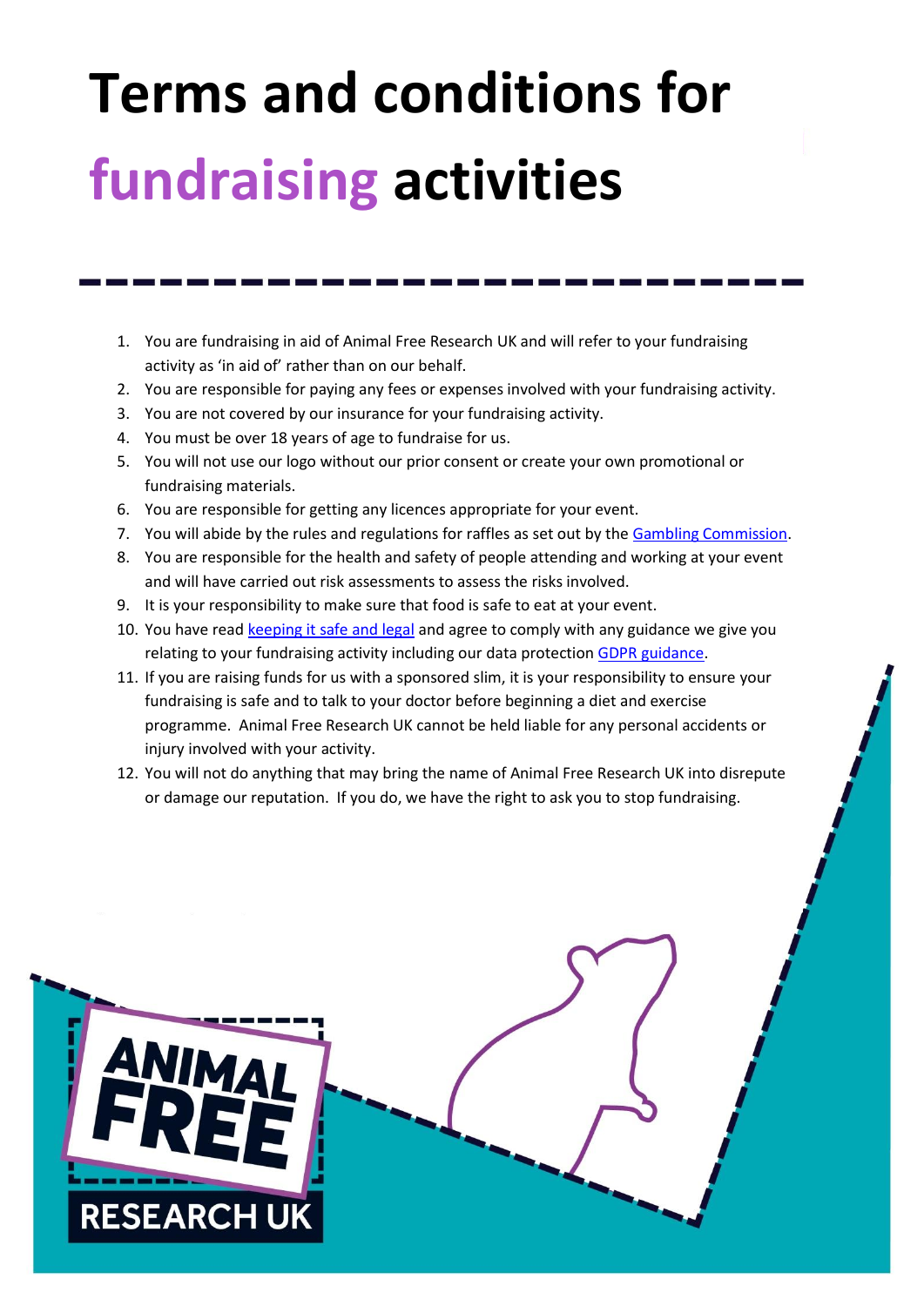# Terms and conditions for fundraising activities

1. You are fundraising in aid of Animal Free Research UK and will refer to your fundraising activity as 'in aid of' rather than on our behalf.
2. You are responsible for paying any fees or expenses involved with your fundraising activity.
3. You are not covered by our insurance for your fundraising activity.
4. You must be over 18 years of age to fundraise for us.
5. You will not use our logo without our prior consent or create your own promotional or fundraising materials.
6. You are responsible for getting any licences appropriate for your event.
7. You will abide by the rules and regulations for raffles as set out by the Gambling Commission.
8. You are responsible for the health and safety of people attending and working at your event and will have carried out risk assessments to assess the risks involved.
9. It is your responsibility to make sure that food is safe to eat at your event.
10. You have read keeping it safe and legal and agree to comply with any guidance we give you relating to your fundraising activity including our data protection GDPR guidance.
11. If you are raising funds for us with a sponsored slim, it is your responsibility to ensure your fundraising is safe and to talk to your doctor before beginning a diet and exercise programme. Animal Free Research UK cannot be held liable for any personal accidents or injury involved with your activity.
12. You will not do anything that may bring the name of Animal Free Research UK into disrepute or damage our reputation. If you do, we have the right to ask you to stop fundraising.

ANIMAL FREE RESEARCH UK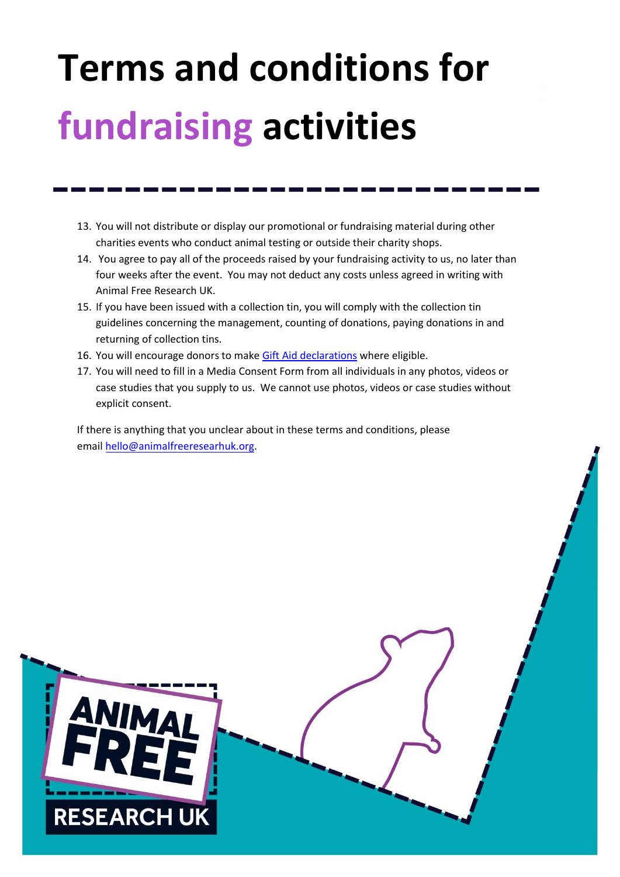# Terms and conditions for fundraising activities

13. You will not distribute or display our promotional or fundraising material during other charities events who conduct animal testing or outside their charity shops.
14. You agree to pay all of the proceeds raised by your fundraising activity to us, no later than four weeks after the event. You may not deduct any costs unless agreed in writing with Animal Free Research UK.
15. If you have been issued with a collection tin, you will comply with the collection tin guidelines concerning the management, counting of donations, paying donations in and returning of collection tins.
16. You will encourage donors to make Gift Aid declarations where eligible.
17. You will need to fill in a Media Consent Form from all individuals in any photos, videos or case studies that you supply to us. We cannot use photos, videos or case studies without explicit consent.

If there is anything that you unclear about in these terms and conditions, please email hello@animalfreeresearhuk.org.

ANIMAL FREE RESEARCH UK